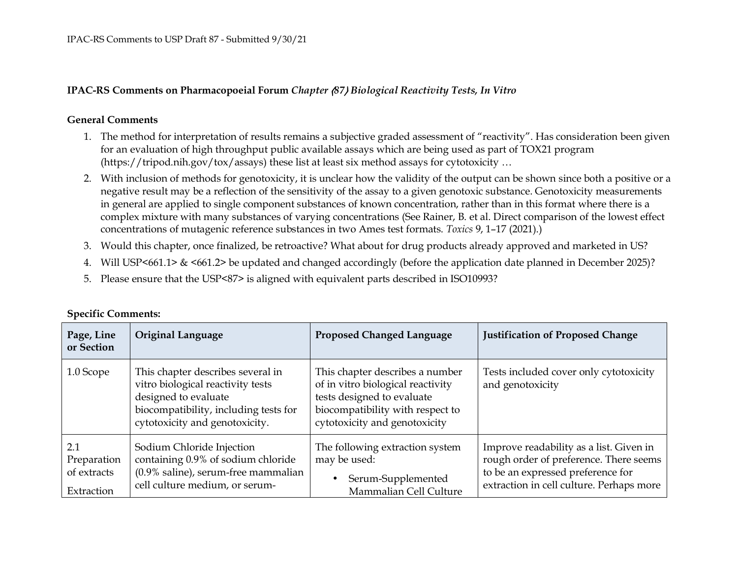## IPAC-RS Comments on Pharmacopoeial Forum *Chapter 〈87〉 Biological Reactivity Tests, In Vitro*

### General Comments

1. The method for interpretation of results remains a subjective graded assessment of "reactivity". Has consideration been given for an evaluation of high throughput public available assays which are being used as part of TOX21 program (https://tripod.nih.gov/tox/assays) these list at least six method assays for cytotoxicity …
2. With inclusion of methods for genotoxicity, it is unclear how the validity of the output can be shown since both a positive or a negative result may be a reflection of the sensitivity of the assay to a given genotoxic substance. Genotoxicity measurements in general are applied to single component substances of known concentration, rather than in this format where there is a complex mixture with many substances of varying concentrations (See Rainer, B. et al. Direct comparison of the lowest effect concentrations of mutagenic reference substances in two Ames test formats. *Toxics* 9, 1–17 (2021).)
3. Would this chapter, once finalized, be retroactive? What about for drug products already approved and marketed in US?
4. Will USP<661.1> & <661.2> be updated and changed accordingly (before the application date planned in December 2025)?
5. Please ensure that the USP<87> is aligned with equivalent parts described in ISO10993?

### Specific Comments:

| Page, Line or Section | Original Language | Proposed Changed Language | Justification of Proposed Change |
|---|---|---|---|
| 1.0 Scope | This chapter describes several in vitro biological reactivity tests designed to evaluate biocompatibility, including tests for cytotoxicity and genotoxicity. | This chapter describes a number of in vitro biological reactivity tests designed to evaluate biocompatibility with respect to cytotoxicity and genotoxicity | Tests included cover only cytotoxicity and genotoxicity |
| 2.1 Preparation of extracts<br><br>Extraction | Sodium Chloride Injection containing 0.9% of sodium chloride (0.9% saline), serum-free mammalian cell culture medium, or serum- | The following extraction system may be used:<br><br>• Serum-Supplemented Mammalian Cell Culture | Improve readability as a list. Given in rough order of preference. There seems to be an expressed preference for extraction in cell culture. Perhaps more |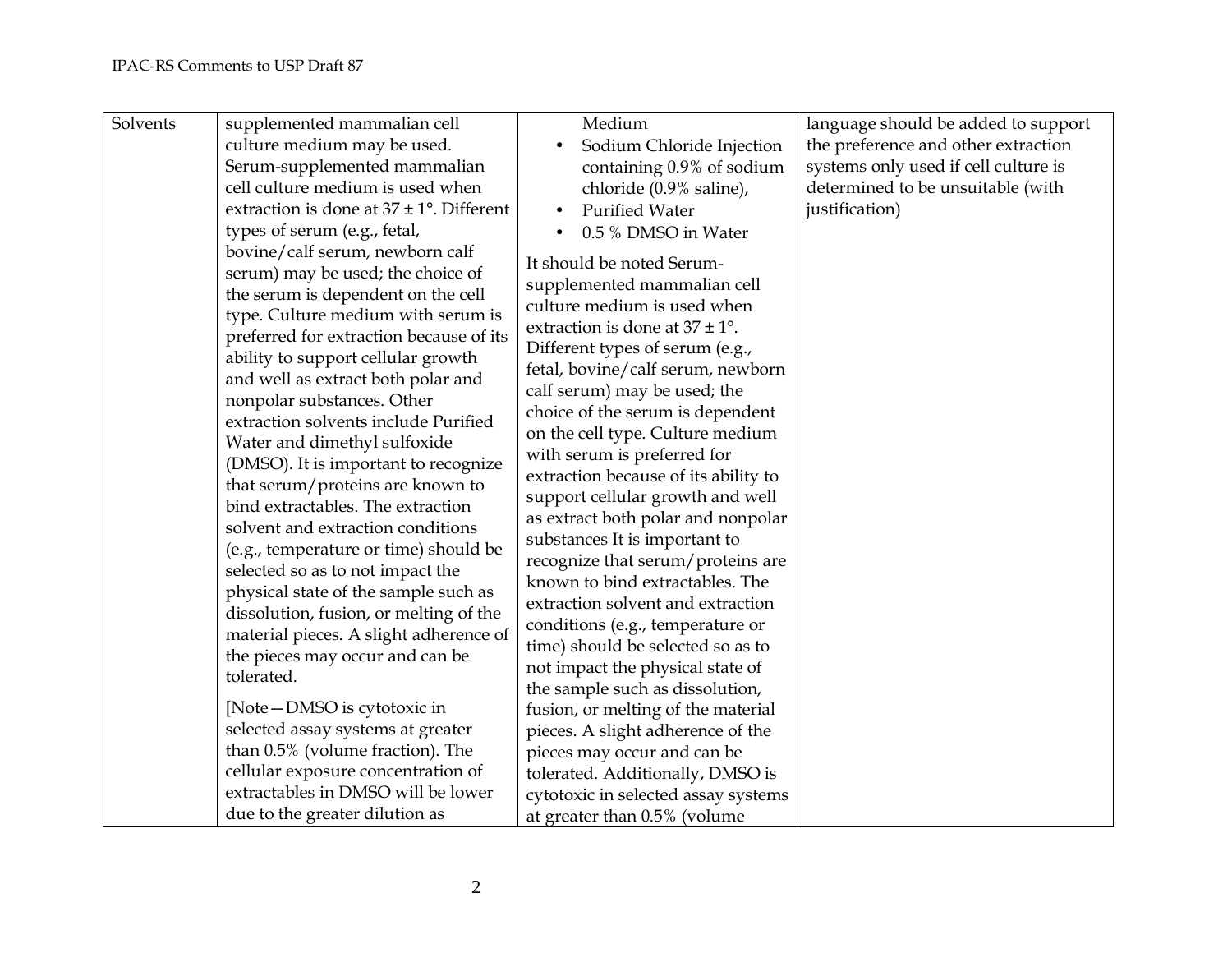| | | | |
|---|---|---|---|
| Solvents | supplemented mammalian cell culture medium may be used. Serum-supplemented mammalian cell culture medium is used when extraction is done at 37 ± 1°. Different types of serum (e.g., fetal, bovine/calf serum, newborn calf serum) may be used; the choice of the serum is dependent on the cell type. Culture medium with serum is preferred for extraction because of its ability to support cellular growth and well as extract both polar and nonpolar substances. Other extraction solvents include Purified Water and dimethyl sulfoxide (DMSO). It is important to recognize that serum/proteins are known to bind extractables. The extraction solvent and extraction conditions (e.g., temperature or time) should be selected so as to not impact the physical state of the sample such as dissolution, fusion, or melting of the material pieces. A slight adherence of the pieces may occur and can be tolerated.<br><br>[Note—DMSO is cytotoxic in selected assay systems at greater than 0.5% (volume fraction). The cellular exposure concentration of extractables in DMSO will be lower due to the greater dilution as | Medium<br>• Sodium Chloride Injection containing 0.9% of sodium chloride (0.9% saline),<br>• Purified Water<br>• 0.5 % DMSO in Water<br><br>It should be noted Serum-supplemented mammalian cell culture medium is used when extraction is done at 37 ± 1°. Different types of serum (e.g., fetal, bovine/calf serum, newborn calf serum) may be used; the choice of the serum is dependent on the cell type. Culture medium with serum is preferred for extraction because of its ability to support cellular growth and well as extract both polar and nonpolar substances It is important to recognize that serum/proteins are known to bind extractables. The extraction solvent and extraction conditions (e.g., temperature or time) should be selected so as to not impact the physical state of the sample such as dissolution, fusion, or melting of the material pieces. A slight adherence of the pieces may occur and can be tolerated. Additionally, DMSO is cytotoxic in selected assay systems at greater than 0.5% (volume | language should be added to support the preference and other extraction systems only used if cell culture is determined to be unsuitable (with justification) |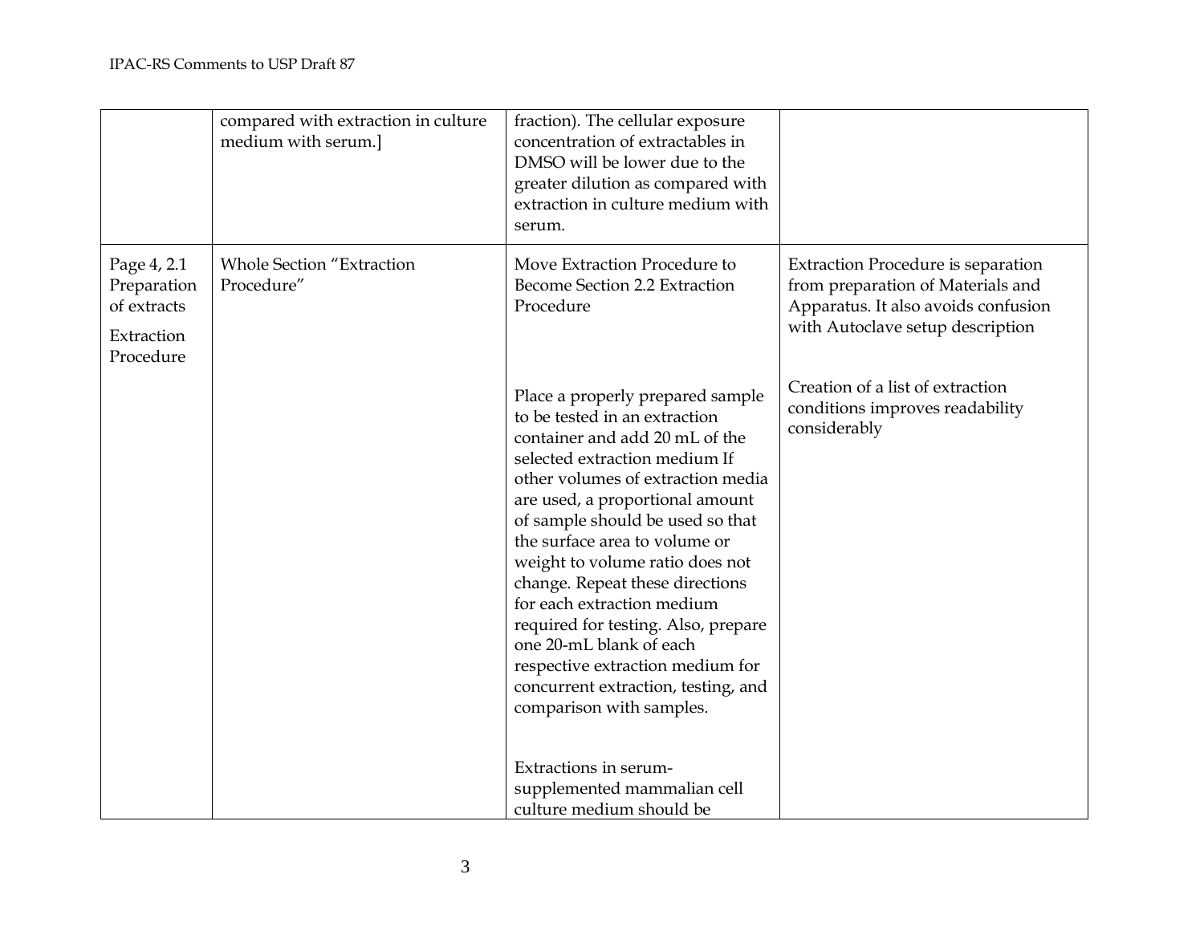| | | | |
|---|---|---|---|
| | compared with extraction in culture medium with serum.] | fraction). The cellular exposure concentration of extractables in DMSO will be lower due to the greater dilution as compared with extraction in culture medium with serum. | |
| Page 4, 2.1 Preparation of extracts<br><br>Extraction Procedure | Whole Section "Extraction Procedure" | Move Extraction Procedure to Become Section 2.2 Extraction Procedure<br><br>Place a properly prepared sample to be tested in an extraction container and add 20 mL of the selected extraction medium If other volumes of extraction media are used, a proportional amount of sample should be used so that the surface area to volume or weight to volume ratio does not change. Repeat these directions for each extraction medium required for testing. Also, prepare one 20-mL blank of each respective extraction medium for concurrent extraction, testing, and comparison with samples.<br><br>Extractions in serum-supplemented mammalian cell culture medium should be | Extraction Procedure is separation from preparation of Materials and Apparatus. It also avoids confusion with Autoclave setup description<br><br>Creation of a list of extraction conditions improves readability considerably |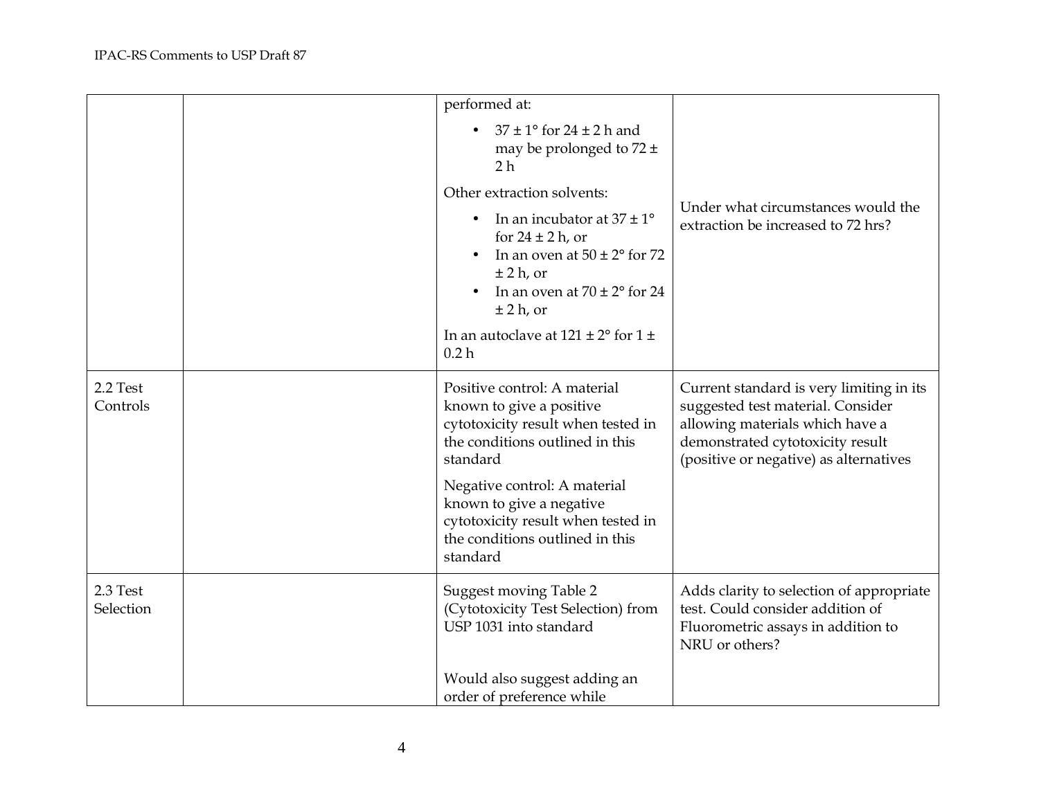| | | | |
|---|---|---|---|
| | | performed at:<br>• $37 \pm 1°$ for $24 \pm 2$ h and may be prolonged to $72 \pm 2$ h<br>Other extraction solvents:<br>• In an incubator at $37 \pm 1°$ for $24 \pm 2$ h, or<br>• In an oven at $50 \pm 2°$ for $72 \pm 2$ h, or<br>• In an oven at $70 \pm 2°$ for $24 \pm 2$ h, or<br>In an autoclave at $121 \pm 2°$ for $1 \pm 0.2$ h | Under what circumstances would the extraction be increased to 72 hrs? |
| 2.2 Test Controls | | Positive control: A material known to give a positive cytotoxicity result when tested in the conditions outlined in this standard<br>Negative control: A material known to give a negative cytotoxicity result when tested in the conditions outlined in this standard | Current standard is very limiting in its suggested test material. Consider allowing materials which have a demonstrated cytotoxicity result (positive or negative) as alternatives |
| 2.3 Test Selection | | Suggest moving Table 2 (Cytotoxicity Test Selection) from USP 1031 into standard<br><br>Would also suggest adding an order of preference while | Adds clarity to selection of appropriate test. Could consider addition of Fluorometric assays in addition to NRU or others? |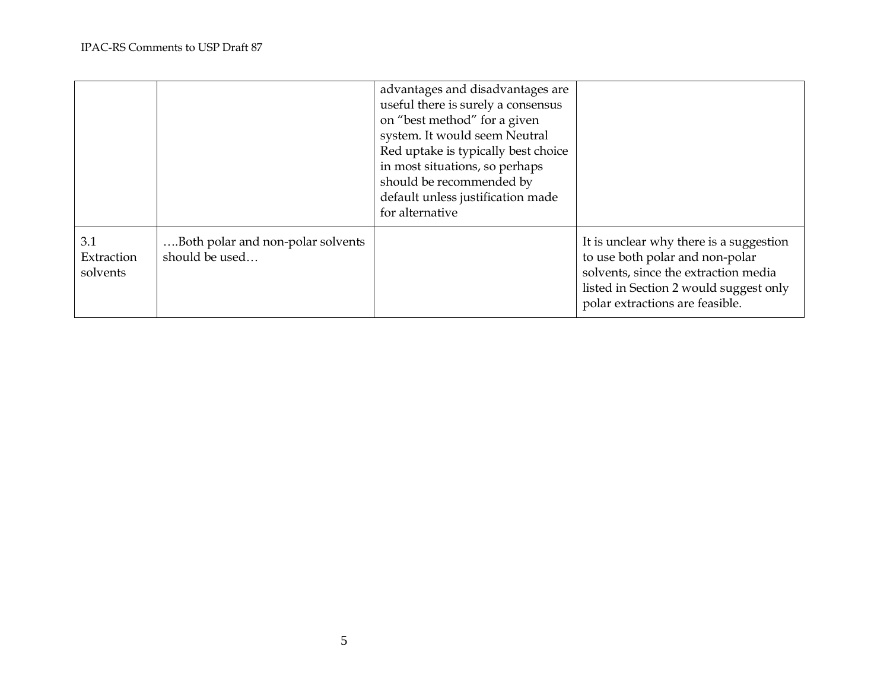| | | | |
|---|---|---|---|
| | | advantages and disadvantages are useful there is surely a consensus on "best method" for a given system. It would seem Neutral Red uptake is typically best choice in most situations, so perhaps should be recommended by default unless justification made for alternative | |
| 3.1 Extraction solvents | ….Both polar and non-polar solvents should be used… | | It is unclear why there is a suggestion to use both polar and non-polar solvents, since the extraction media listed in Section 2 would suggest only polar extractions are feasible. |